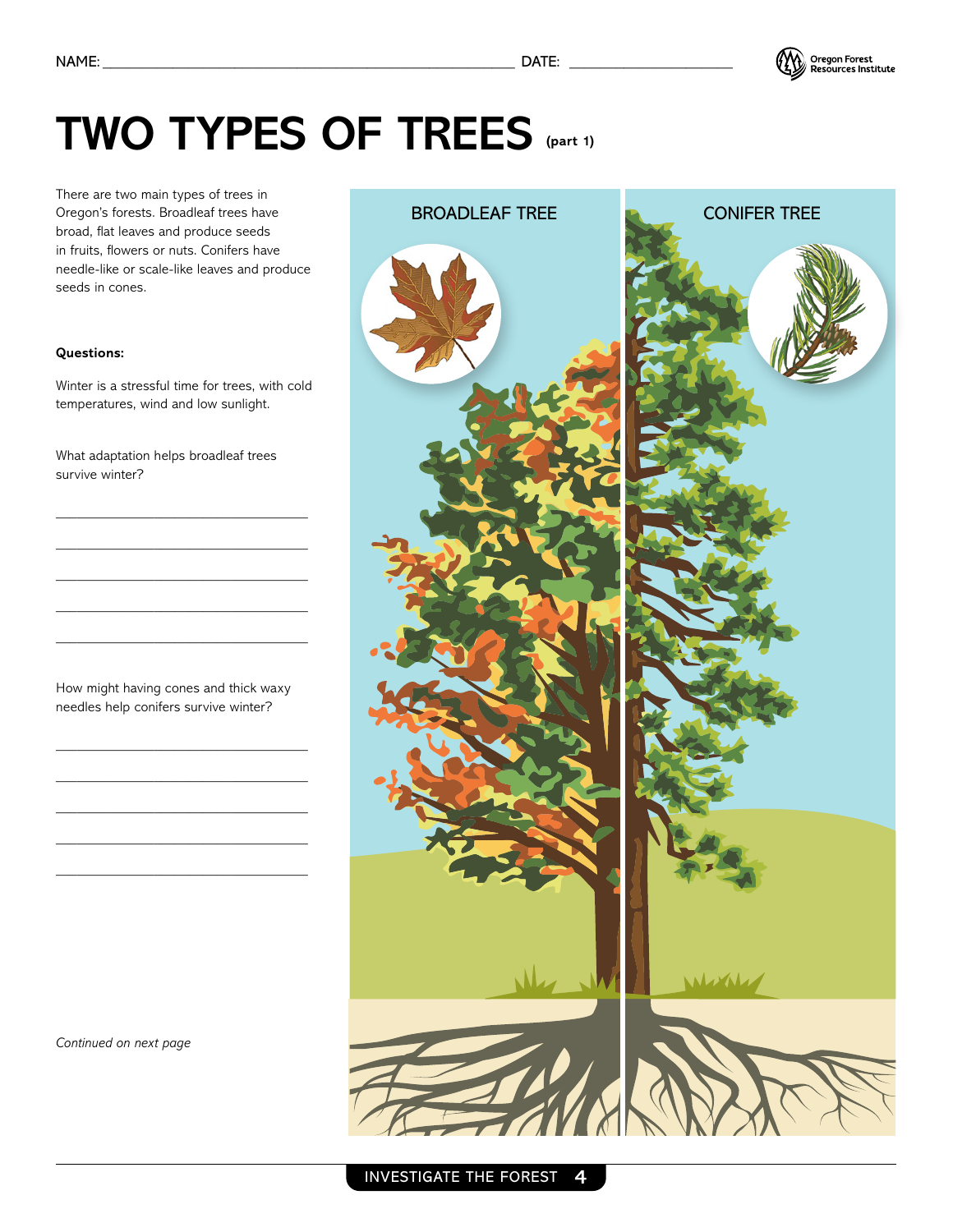NAME: ______________________________ DATE: ______________

# TWO TYPES OF TREES (part 1)

There are two main types of trees in Oregon's forests. Broadleaf trees have broad, flat leaves and produce seeds in fruits, flowers or nuts. Conifers have needle-like or scale-like leaves and produce seeds in cones.

**Questions:**

Winter is a stressful time for trees, with cold temperatures, wind and low sunlight.

What adaptation helps broadleaf trees survive winter?

______________________________

______________________________

______________________________

______________________________

______________________________

How might having cones and thick waxy needles help conifers survive winter?

______________________________

______________________________

______________________________

______________________________

______________________________

BROADLEAF TREE

CONIFER TREE

*Continued on next page*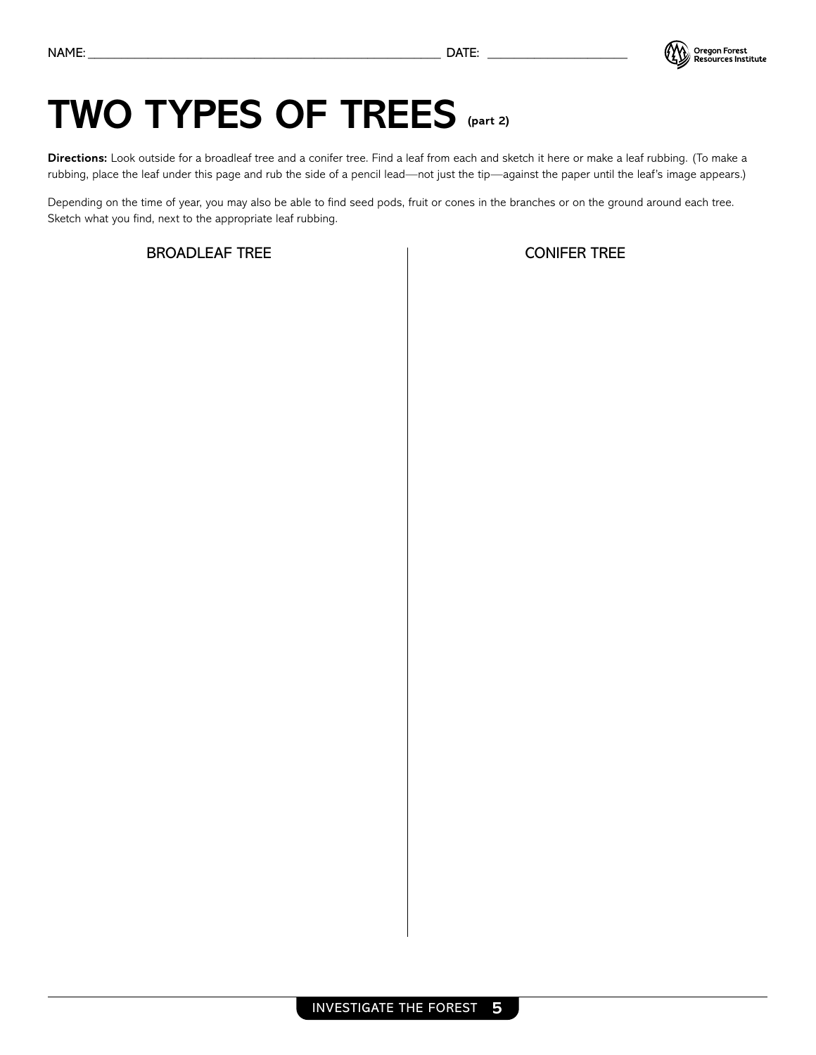NAME: ______________________________ DATE: ______________

# TWO TYPES OF TREES (part 2)

**Directions:** Look outside for a broadleaf tree and a conifer tree. Find a leaf from each and sketch it here or make a leaf rubbing. (To make a rubbing, place the leaf under this page and rub the side of a pencil lead—not just the tip—against the paper until the leaf's image appears.)

Depending on the time of year, you may also be able to find seed pods, fruit or cones in the branches or on the ground around each tree. Sketch what you find, next to the appropriate leaf rubbing.

| BROADLEAF TREE | CONIFER TREE |
| --- | --- |
| | |